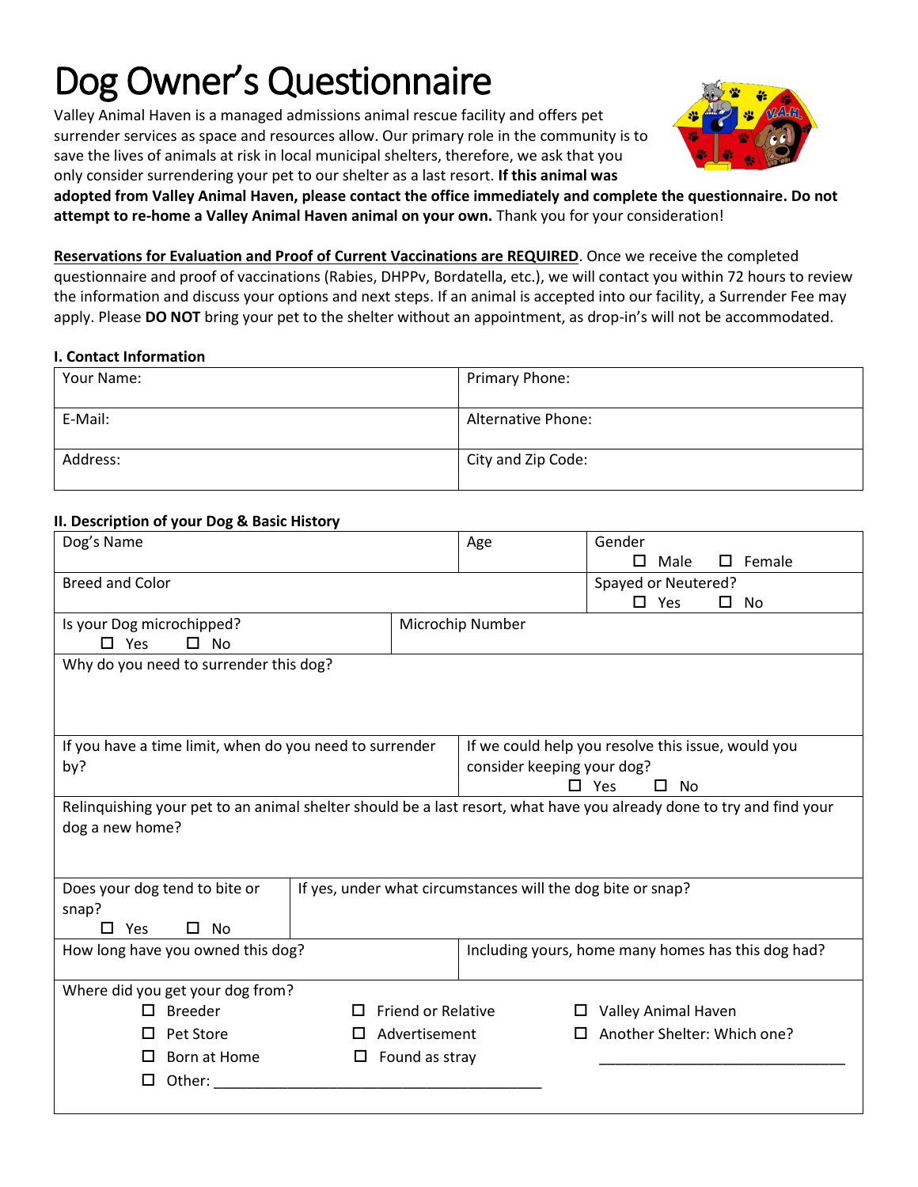# Dog Owner's Questionnaire

Valley Animal Haven is a managed admissions animal rescue facility and offers pet surrender services as space and resources allow. Our primary role in the community is to save the lives of animals at risk in local municipal shelters, therefore, we ask that you only consider surrendering your pet to our shelter as a last resort. **If this animal was adopted from Valley Animal Haven, please contact the office immediately and complete the questionnaire. Do not attempt to re-home a Valley Animal Haven animal on your own.** Thank you for your consideration!

**Reservations for Evaluation and Proof of Current Vaccinations are REQUIRED**. Once we receive the completed questionnaire and proof of vaccinations (Rabies, DHPPv, Bordatella, etc.), we will contact you within 72 hours to review the information and discuss your options and next steps. If an animal is accepted into our facility, a Surrender Fee may apply. Please **DO NOT** bring your pet to the shelter without an appointment, as drop-in's will not be accommodated.

### I. Contact Information

| Your Name: | Primary Phone: |
|---|---|
| E-Mail: | Alternative Phone: |
| Address: | City and Zip Code: |

### II. Description of your Dog & Basic History

| Dog's Name | Age | Gender ☐ Male ☐ Female |
|---|---|---|
| Breed and Color | | Spayed or Neutered? ☐ Yes ☐ No |
| Is your Dog microchipped? ☐ Yes ☐ No | Microchip Number | |
| Why do you need to surrender this dog? | | |
| If you have a time limit, when do you need to surrender by? | If we could help you resolve this issue, would you consider keeping your dog? ☐ Yes ☐ No | |
| Relinquishing your pet to an animal shelter should be a last resort, what have you already done to try and find your dog a new home? | | |
| Does your dog tend to bite or snap? ☐ Yes ☐ No | If yes, under what circumstances will the dog bite or snap? | |
| How long have you owned this dog? | Including yours, home many homes has this dog had? | |

Where did you get your dog from?

- ☐ Breeder
- ☐ Pet Store
- ☐ Born at Home
- ☐ Other: ________________________________________
- ☐ Friend or Relative
- ☐ Advertisement
- ☐ Found as stray
- ☐ Valley Animal Haven
- ☐ Another Shelter: Which one? ______________________________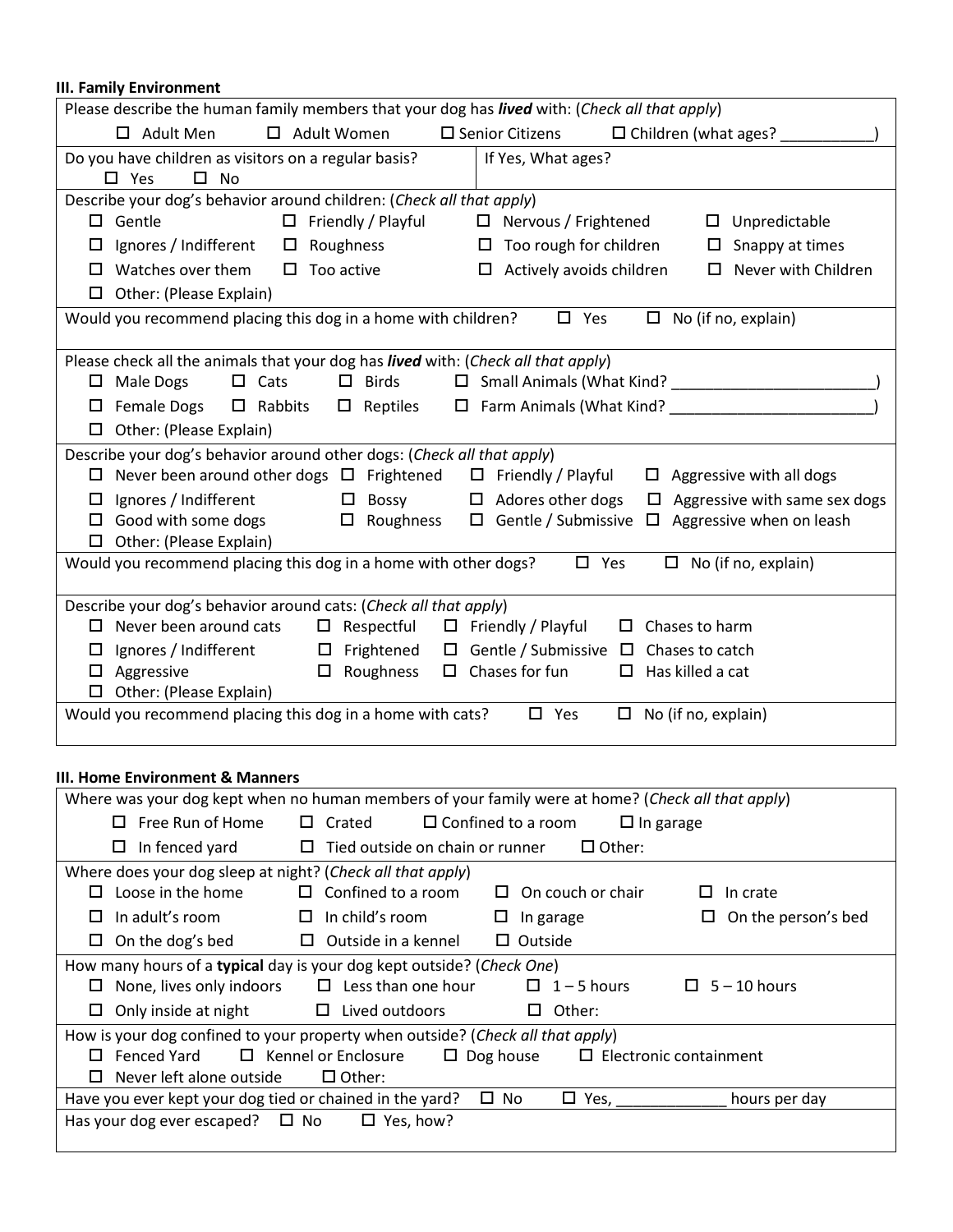### III. Family Environment

Please describe the human family members that your dog has ***lived*** with: (*Check all that apply*)

☐ Adult Men ☐ Adult Women ☐ Senior Citizens ☐ Children (what ages? ___________)

Do you have children as visitors on a regular basis? ☐ Yes ☐ No

If Yes, What ages?

Describe your dog's behavior around children: (*Check all that apply*)

☐ Gentle ☐ Friendly / Playful ☐ Nervous / Frightened ☐ Unpredictable
☐ Ignores / Indifferent ☐ Roughness ☐ Too rough for children ☐ Snappy at times
☐ Watches over them ☐ Too active ☐ Actively avoids children ☐ Never with Children
☐ Other: (Please Explain)

Would you recommend placing this dog in a home with children? ☐ Yes ☐ No (if no, explain)

Please check all the animals that your dog has ***lived*** with: (*Check all that apply*)

☐ Male Dogs ☐ Cats ☐ Birds ☐ Small Animals (What Kind? ________________________)
☐ Female Dogs ☐ Rabbits ☐ Reptiles ☐ Farm Animals (What Kind? ________________________)
☐ Other: (Please Explain)

Describe your dog's behavior around other dogs: (*Check all that apply*)

☐ Never been around other dogs ☐ Frightened ☐ Friendly / Playful ☐ Aggressive with all dogs
☐ Ignores / Indifferent ☐ Bossy ☐ Adores other dogs ☐ Aggressive with same sex dogs
☐ Good with some dogs ☐ Roughness ☐ Gentle / Submissive ☐ Aggressive when on leash
☐ Other: (Please Explain)

Would you recommend placing this dog in a home with other dogs? ☐ Yes ☐ No (if no, explain)

Describe your dog's behavior around cats: (*Check all that apply*)

☐ Never been around cats ☐ Respectful ☐ Friendly / Playful ☐ Chases to harm
☐ Ignores / Indifferent ☐ Frightened ☐ Gentle / Submissive ☐ Chases to catch
☐ Aggressive ☐ Roughness ☐ Chases for fun ☐ Has killed a cat
☐ Other: (Please Explain)

Would you recommend placing this dog in a home with cats? ☐ Yes ☐ No (if no, explain)

### III. Home Environment & Manners

Where was your dog kept when no human members of your family were at home? (*Check all that apply*)

☐ Free Run of Home ☐ Crated ☐ Confined to a room ☐ In garage
☐ In fenced yard ☐ Tied outside on chain or runner ☐ Other:

Where does your dog sleep at night? (*Check all that apply*)

☐ Loose in the home ☐ Confined to a room ☐ On couch or chair ☐ In crate
☐ In adult's room ☐ In child's room ☐ In garage ☐ On the person's bed
☐ On the dog's bed ☐ Outside in a kennel ☐ Outside

How many hours of a **typical** day is your dog kept outside? (*Check One*)

☐ None, lives only indoors ☐ Less than one hour ☐ 1 – 5 hours ☐ 5 – 10 hours
☐ Only inside at night ☐ Lived outdoors ☐ Other:

How is your dog confined to your property when outside? (*Check all that apply*)

☐ Fenced Yard ☐ Kennel or Enclosure ☐ Dog house ☐ Electronic containment
☐ Never left alone outside ☐ Other:

Have you ever kept your dog tied or chained in the yard? ☐ No ☐ Yes, _____________ hours per day

Has your dog ever escaped? ☐ No ☐ Yes, how?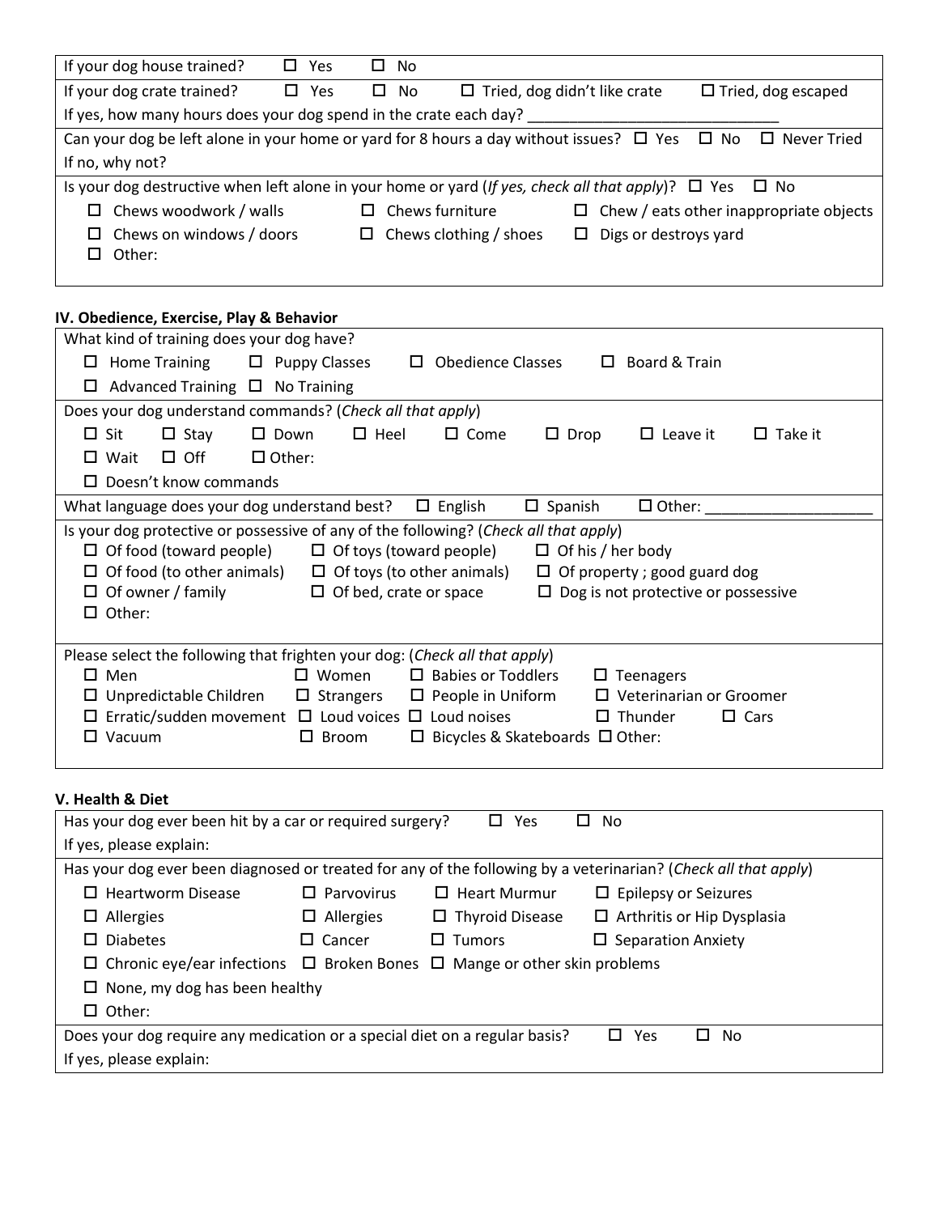If your dog house trained? ☐ Yes ☐ No

If your dog crate trained? ☐ Yes ☐ No ☐ Tried, dog didn't like crate ☐ Tried, dog escaped

If yes, how many hours does your dog spend in the crate each day? ______________________________

Can your dog be left alone in your home or yard for 8 hours a day without issues? ☐ Yes ☐ No ☐ Never Tried

If no, why not?

Is your dog destructive when left alone in your home or yard (*If yes, check all that apply*)? ☐ Yes ☐ No

- ☐ Chews woodwork / walls
- ☐ Chews furniture
- ☐ Chew / eats other inappropriate objects
- ☐ Chews on windows / doors
- ☐ Chews clothing / shoes
- ☐ Digs or destroys yard
- ☐ Other:

## IV. Obedience, Exercise, Play & Behavior

What kind of training does your dog have?

- ☐ Home Training
- ☐ Puppy Classes
- ☐ Obedience Classes
- ☐ Board & Train
- ☐ Advanced Training
- ☐ No Training

Does your dog understand commands? (*Check all that apply*)

- ☐ Sit
- ☐ Stay
- ☐ Down
- ☐ Heel
- ☐ Come
- ☐ Drop
- ☐ Leave it
- ☐ Take it
- ☐ Wait
- ☐ Off
- ☐ Other:
- ☐ Doesn't know commands

What language does your dog understand best? ☐ English ☐ Spanish ☐ Other: ____________________

Is your dog protective or possessive of any of the following? (*Check all that apply*)

- ☐ Of food (toward people)
- ☐ Of toys (toward people)
- ☐ Of his / her body
- ☐ Of food (to other animals)
- ☐ Of toys (to other animals)
- ☐ Of property ; good guard dog
- ☐ Of owner / family
- ☐ Of bed, crate or space
- ☐ Dog is not protective or possessive
- ☐ Other:

Please select the following that frighten your dog: (*Check all that apply*)

- ☐ Men
- ☐ Women
- ☐ Babies or Toddlers
- ☐ Teenagers
- ☐ Unpredictable Children
- ☐ Strangers
- ☐ People in Uniform
- ☐ Veterinarian or Groomer
- ☐ Erratic/sudden movement
- ☐ Loud voices
- ☐ Loud noises
- ☐ Thunder
- ☐ Cars
- ☐ Vacuum
- ☐ Broom
- ☐ Bicycles & Skateboards
- ☐ Other:

## V. Health & Diet

Has your dog ever been hit by a car or required surgery? ☐ Yes ☐ No

If yes, please explain:

Has your dog ever been diagnosed or treated for any of the following by a veterinarian? (*Check all that apply*)

- ☐ Heartworm Disease
- ☐ Parvovirus
- ☐ Heart Murmur
- ☐ Epilepsy or Seizures
- ☐ Allergies
- ☐ Allergies
- ☐ Thyroid Disease
- ☐ Arthritis or Hip Dysplasia
- ☐ Diabetes
- ☐ Cancer
- ☐ Tumors
- ☐ Separation Anxiety
- ☐ Chronic eye/ear infections
- ☐ Broken Bones
- ☐ Mange or other skin problems
- ☐ None, my dog has been healthy
- ☐ Other:

Does your dog require any medication or a special diet on a regular basis? ☐ Yes ☐ No

If yes, please explain: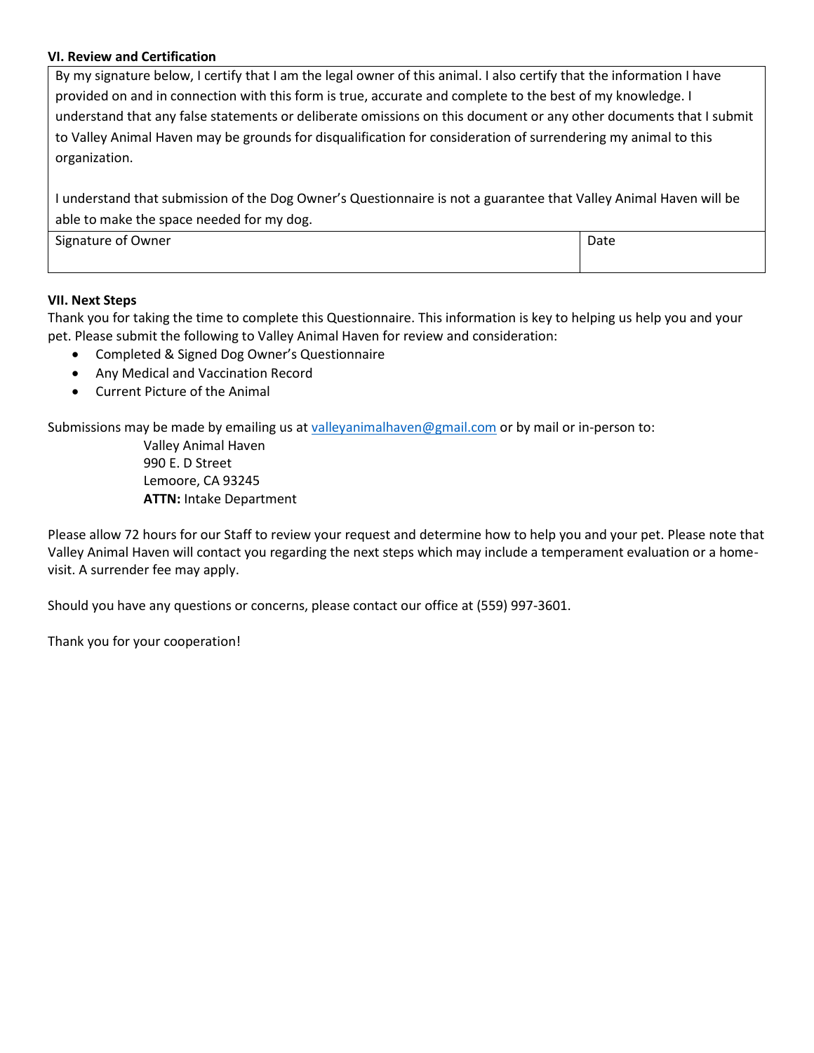**VI. Review and Certification**

| | |
|---|---|
| By my signature below, I certify that I am the legal owner of this animal. I also certify that the information I have provided on and in connection with this form is true, accurate and complete to the best of my knowledge. I understand that any false statements or deliberate omissions on this document or any other documents that I submit to Valley Animal Haven may be grounds for disqualification for consideration of surrendering my animal to this organization.<br><br>I understand that submission of the Dog Owner's Questionnaire is not a guarantee that Valley Animal Haven will be able to make the space needed for my dog. | |
| Signature of Owner | Date |

**VII. Next Steps**

Thank you for taking the time to complete this Questionnaire. This information is key to helping us help you and your pet. Please submit the following to Valley Animal Haven for review and consideration:

- Completed & Signed Dog Owner's Questionnaire
- Any Medical and Vaccination Record
- Current Picture of the Animal

Submissions may be made by emailing us at valleyanimalhaven@gmail.com or by mail or in-person to:

Valley Animal Haven
990 E. D Street
Lemoore, CA 93245
**ATTN:** Intake Department

Please allow 72 hours for our Staff to review your request and determine how to help you and your pet. Please note that Valley Animal Haven will contact you regarding the next steps which may include a temperament evaluation or a home-visit. A surrender fee may apply.

Should you have any questions or concerns, please contact our office at (559) 997-3601.

Thank you for your cooperation!